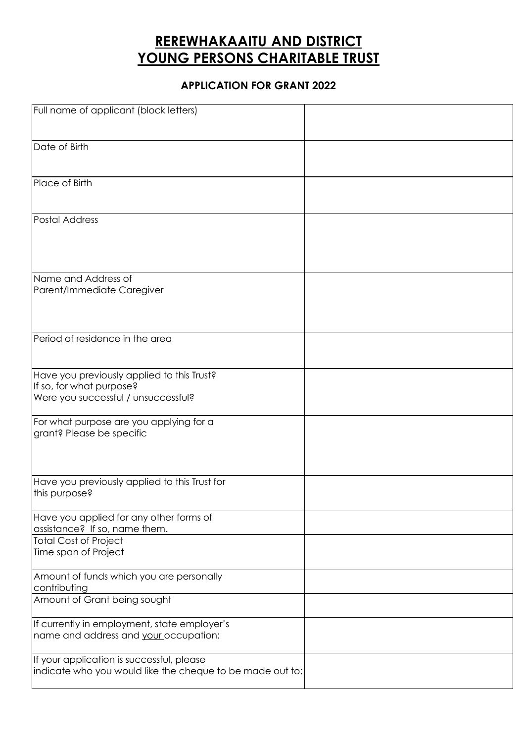# REREWHAKAAITU AND DISTRICT YOUNG PERSONS CHARITABLE TRUST

### APPLICATION FOR GRANT 2022

| | |
|---|---|
| Full name of applicant (block letters) | |
| Date of Birth | |
| Place of Birth | |
| Postal Address | |
| Name and Address of Parent/Immediate Caregiver | |
| Period of residence in the area | |
| Have you previously applied to this Trust? If so, for what purpose? Were you successful / unsuccessful? | |
| For what purpose are you applying for a grant? Please be specific | |
| Have you previously applied to this Trust for this purpose? | |
| Have you applied for any other forms of assistance? If so, name them. | |
| Total Cost of Project Time span of Project | |
| Amount of funds which you are personally contributing | |
| Amount of Grant being sought | |
| If currently in employment, state employer's name and address and your occupation: | |
| If your application is successful, please indicate who you would like the cheque to be made out to: | |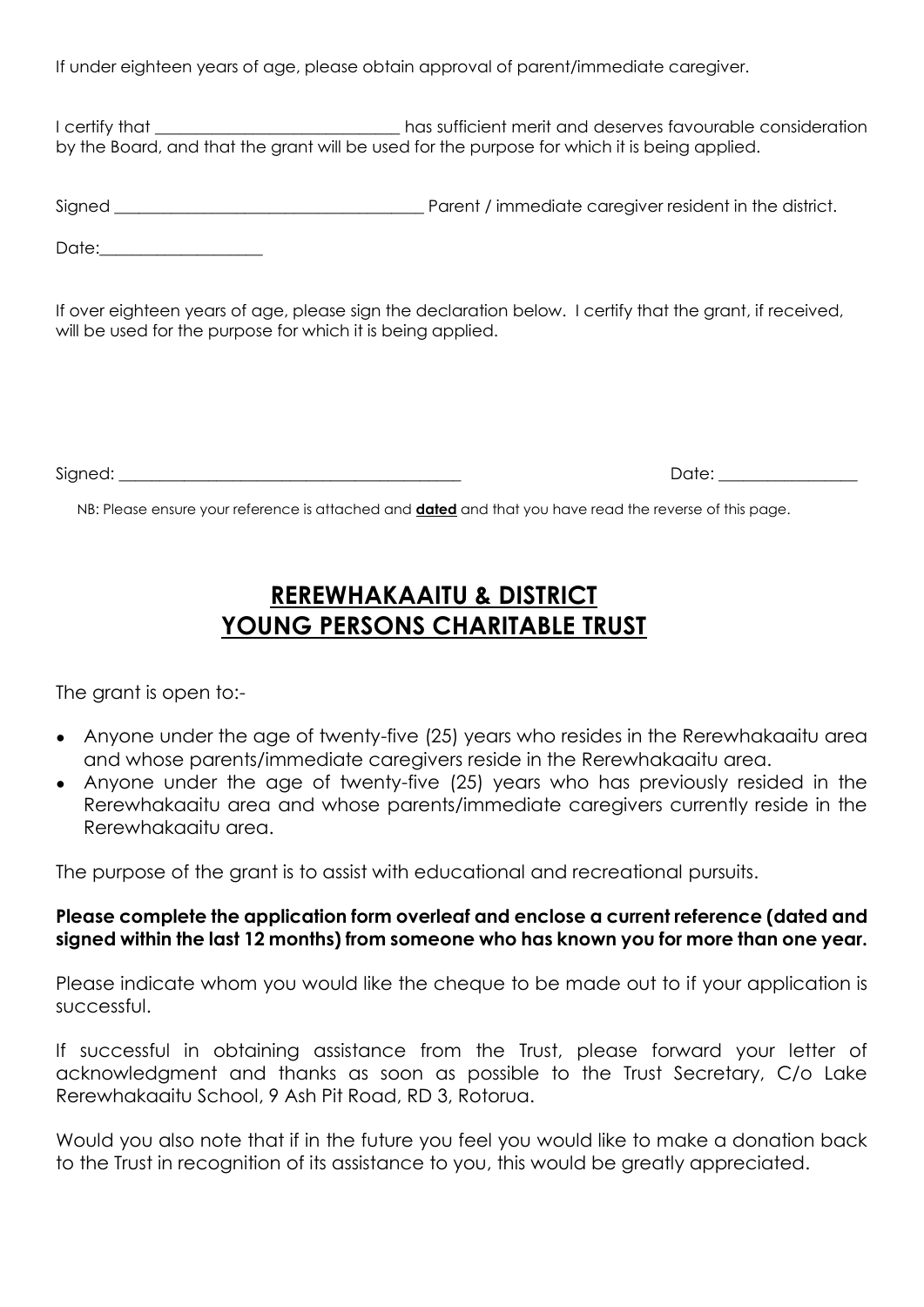If under eighteen years of age, please obtain approval of parent/immediate caregiver.

I certify that ______________________________ has sufficient merit and deserves favourable consideration by the Board, and that the grant will be used for the purpose for which it is being applied.

Signed ______________________________________ Parent / immediate caregiver resident in the district.

Date:____________________

If over eighteen years of age, please sign the declaration below. I certify that the grant, if received, will be used for the purpose for which it is being applied.

Signed: ___________________________________________ Date: _________________

NB: Please ensure your reference is attached and **dated** and that you have read the reverse of this page.

# RERERWHAKAAITU & DISTRICT YOUNG PERSONS CHARITABLE TRUST

The grant is open to:-

- Anyone under the age of twenty-five (25) years who resides in the Rerewhakaaitu area and whose parents/immediate caregivers reside in the Rerewhakaaitu area.
- Anyone under the age of twenty-five (25) years who has previously resided in the Rerewhakaaitu area and whose parents/immediate caregivers currently reside in the Rerewhakaaitu area.

The purpose of the grant is to assist with educational and recreational pursuits.

**Please complete the application form overleaf and enclose a current reference (dated and signed within the last 12 months) from someone who has known you for more than one year.**

Please indicate whom you would like the cheque to be made out to if your application is successful.

If successful in obtaining assistance from the Trust, please forward your letter of acknowledgment and thanks as soon as possible to the Trust Secretary, C/o Lake Rerewhakaaitu School, 9 Ash Pit Road, RD 3, Rotorua.

Would you also note that if in the future you feel you would like to make a donation back to the Trust in recognition of its assistance to you, this would be greatly appreciated.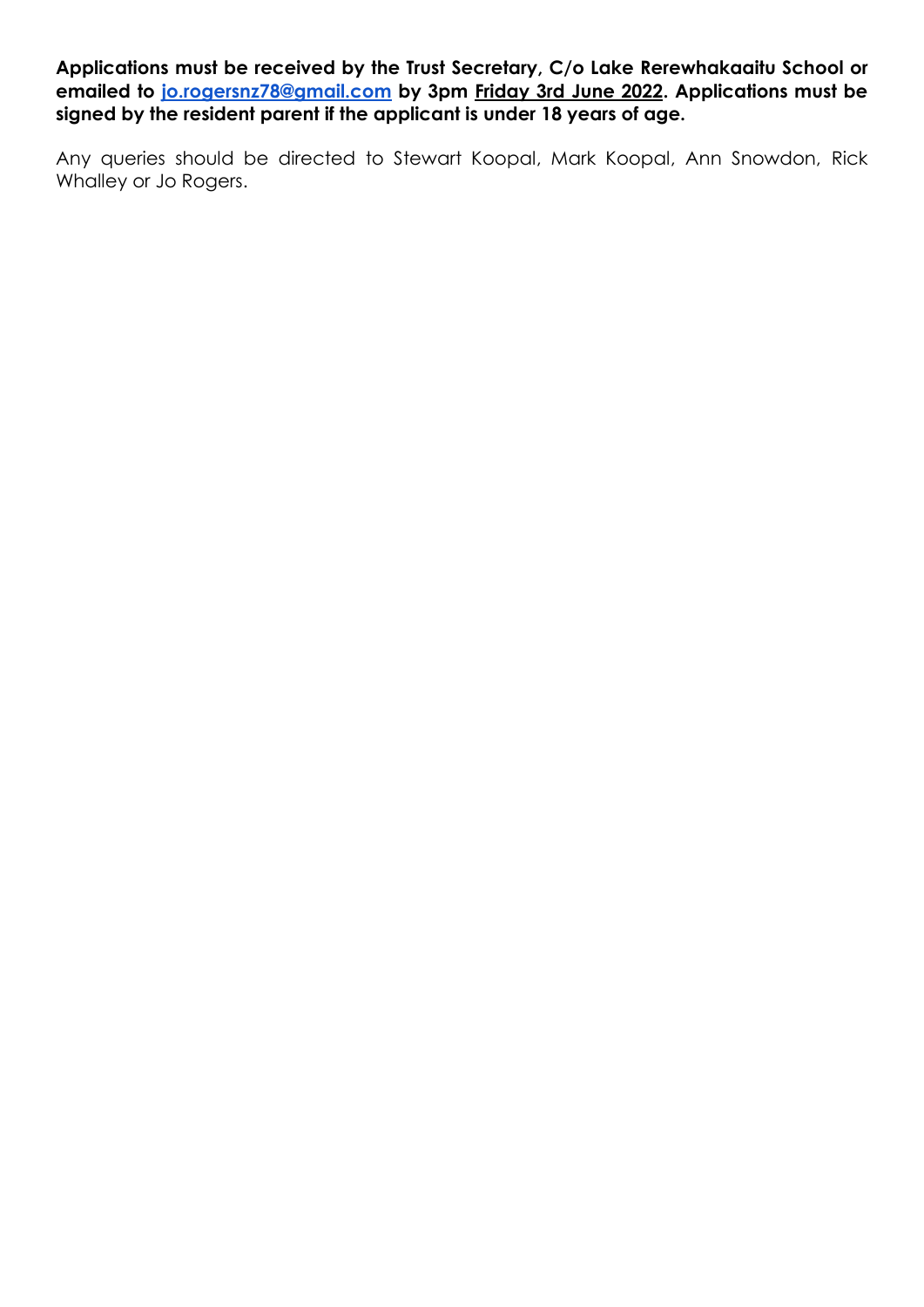**Applications must be received by the Trust Secretary, C/o Lake Rerewhakaaitu School or emailed to jo.rogersnz78@gmail.com by 3pm Friday 3rd June 2022. Applications must be signed by the resident parent if the applicant is under 18 years of age.**

Any queries should be directed to Stewart Koopal, Mark Koopal, Ann Snowdon, Rick Whalley or Jo Rogers.